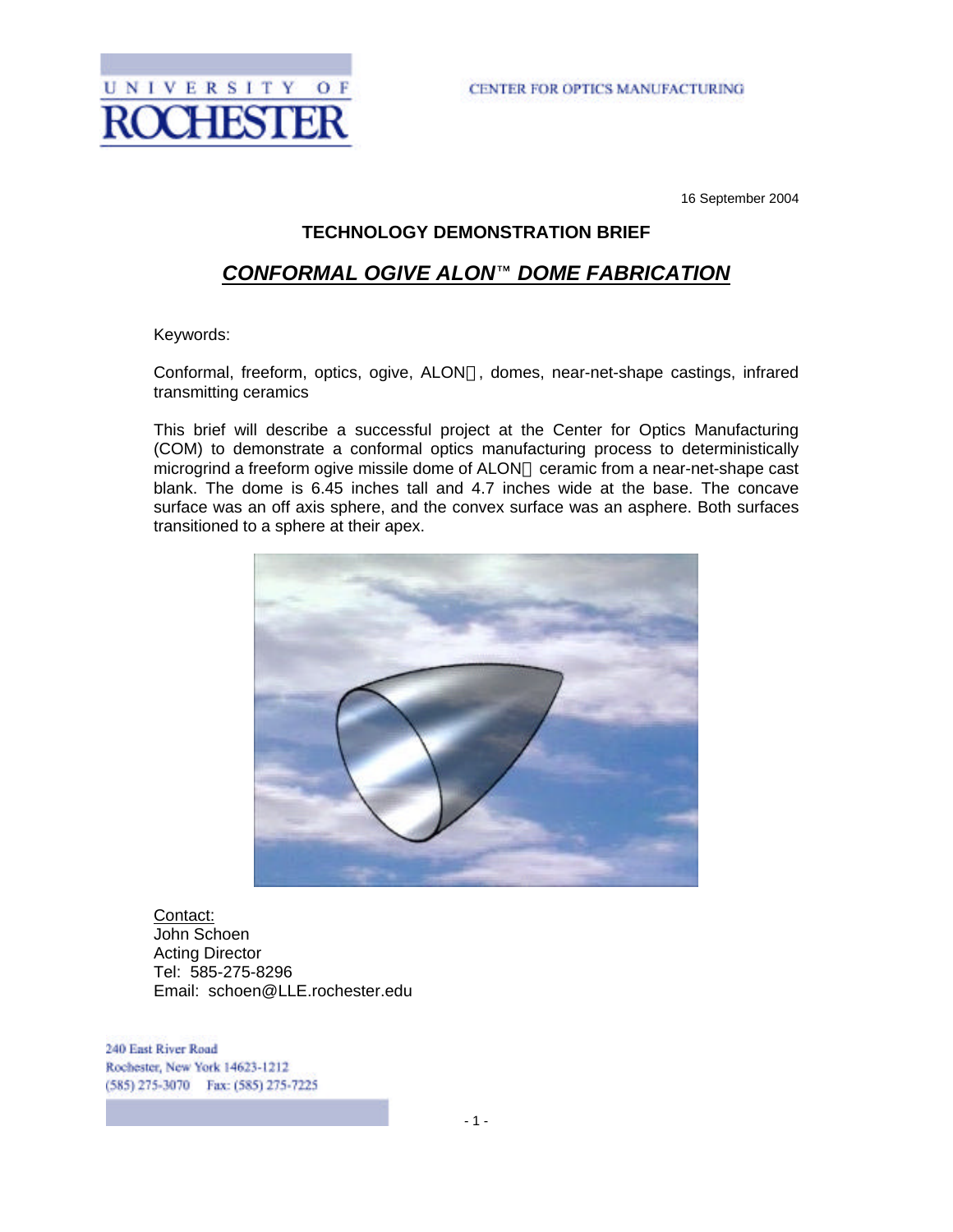UNIVERSITY OF ROCHESTER

CENTER FOR OPTICS MANUFACTURING

16 September 2004

**TECHNOLOGY DEMONSTRATION BRIEF**

## ***CONFORMAL OGIVE ALON™ DOME FABRICATION***

Keywords:

Conformal, freeform, optics, ogive, ALON™, domes, near-net-shape castings, infrared transmitting ceramics

This brief will describe a successful project at the Center for Optics Manufacturing (COM) to demonstrate a conformal optics manufacturing process to deterministically microgrind a freeform ogive missile dome of ALON™ ceramic from a near-net-shape cast blank. The dome is 6.45 inches tall and 4.7 inches wide at the base. The concave surface was an off axis sphere, and the convex surface was an asphere. Both surfaces transitioned to a sphere at their apex.

Contact:
John Schoen
Acting Director
Tel: 585-275-8296
Email: schoen@LLE.rochester.edu

240 East River Road
Rochester, New York 14623-1212
(585) 275-3070 Fax: (585) 275-7225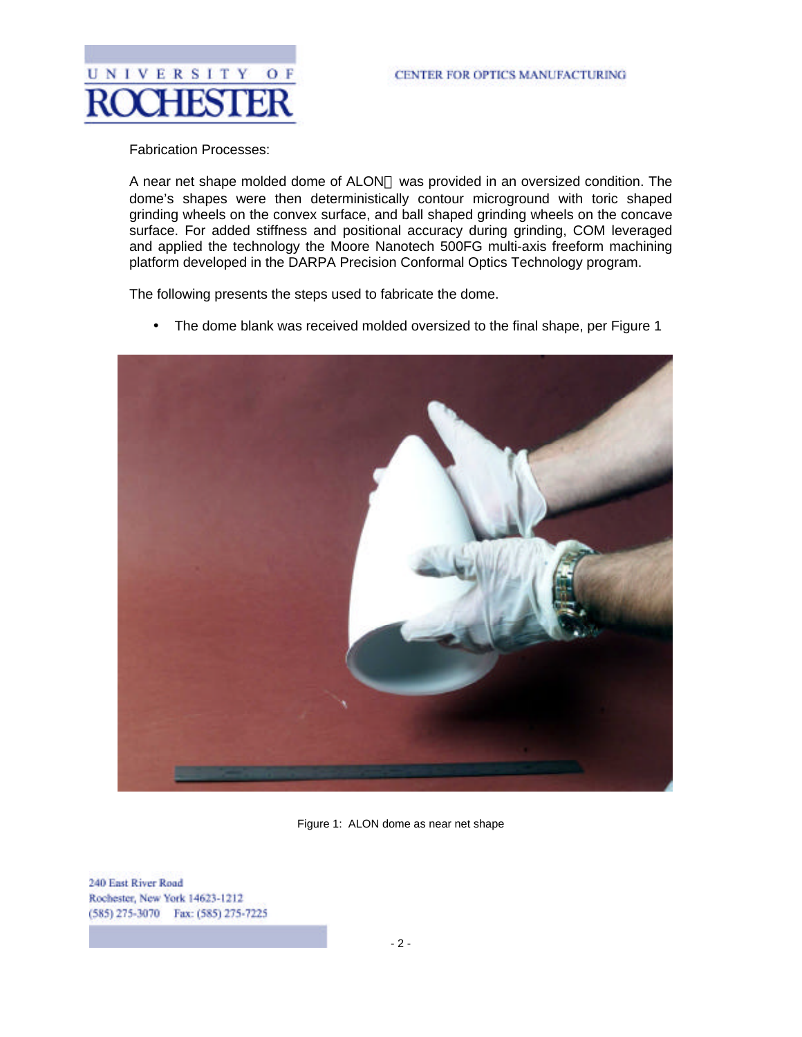Fabrication Processes:

A near net shape molded dome of ALON was provided in an oversized condition. The dome's shapes were then deterministically contour microground with toric shaped grinding wheels on the convex surface, and ball shaped grinding wheels on the concave surface. For added stiffness and positional accuracy during grinding, COM leveraged and applied the technology the Moore Nanotech 500FG multi-axis freeform machining platform developed in the DARPA Precision Conformal Optics Technology program.

The following presents the steps used to fabricate the dome.

- The dome blank was received molded oversized to the final shape, per Figure 1

Figure 1: ALON dome as near net shape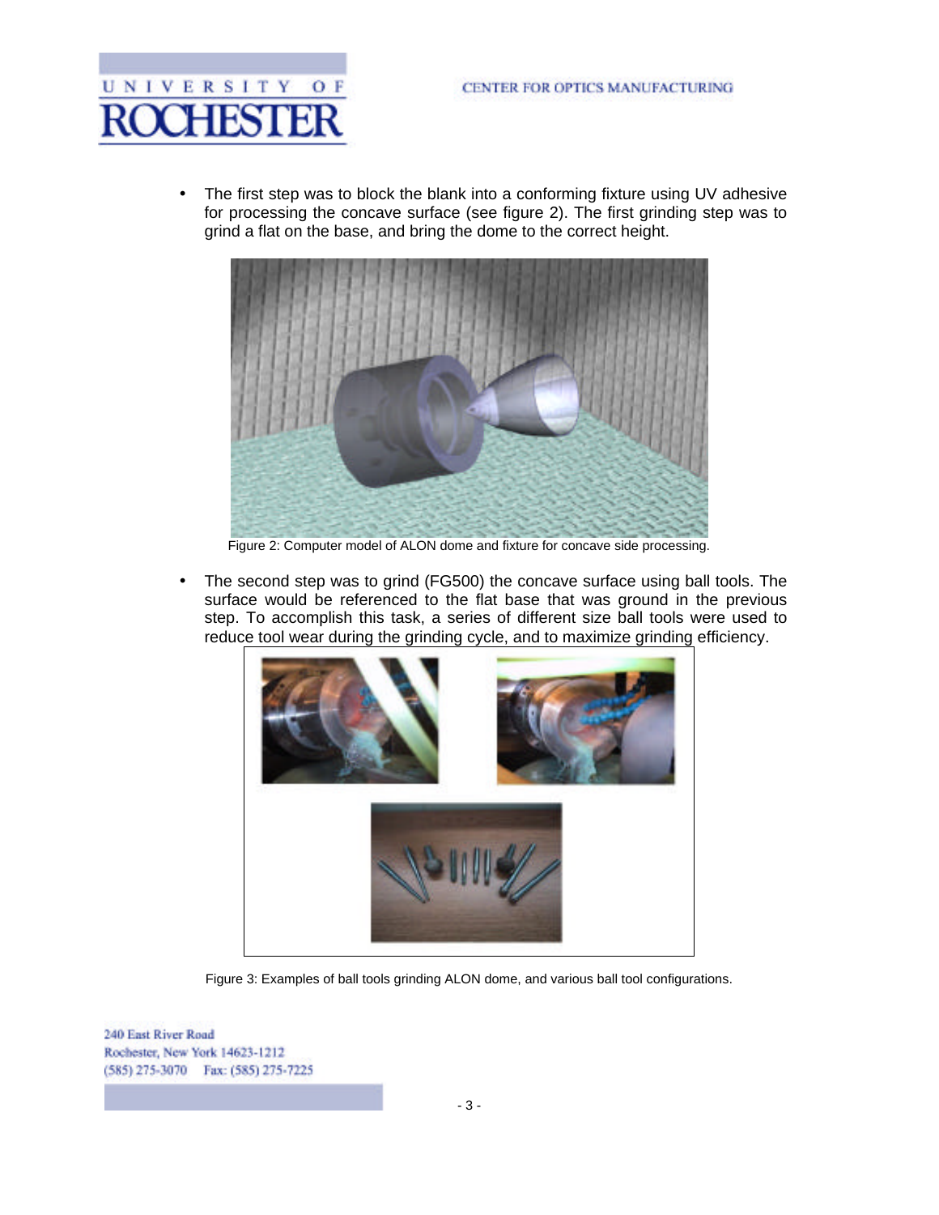- The first step was to block the blank into a conforming fixture using UV adhesive for processing the concave surface (see figure 2). The first grinding step was to grind a flat on the base, and bring the dome to the correct height.

Figure 2: Computer model of ALON dome and fixture for concave side processing.

- The second step was to grind (FG500) the concave surface using ball tools. The surface would be referenced to the flat base that was ground in the previous step. To accomplish this task, a series of different size ball tools were used to reduce tool wear during the grinding cycle, and to maximize grinding efficiency.

Figure 3: Examples of ball tools grinding ALON dome, and various ball tool configurations.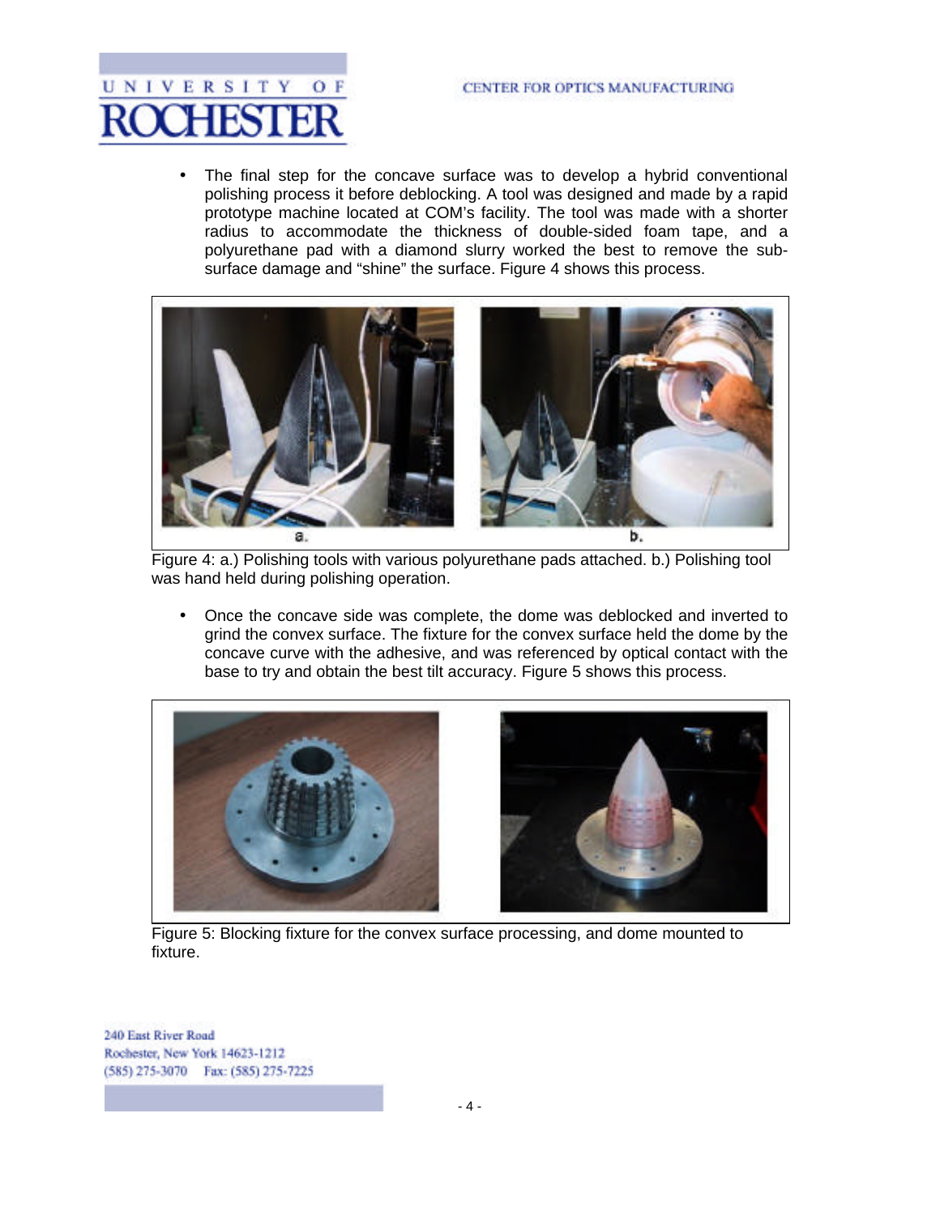- The final step for the concave surface was to develop a hybrid conventional polishing process it before deblocking. A tool was designed and made by a rapid prototype machine located at COM's facility. The tool was made with a shorter radius to accommodate the thickness of double-sided foam tape, and a polyurethane pad with a diamond slurry worked the best to remove the sub-surface damage and "shine" the surface. Figure 4 shows this process.

Figure 4: a.) Polishing tools with various polyurethane pads attached. b.) Polishing tool was hand held during polishing operation.

- Once the concave side was complete, the dome was deblocked and inverted to grind the convex surface. The fixture for the convex surface held the dome by the concave curve with the adhesive, and was referenced by optical contact with the base to try and obtain the best tilt accuracy. Figure 5 shows this process.

Figure 5: Blocking fixture for the convex surface processing, and dome mounted to fixture.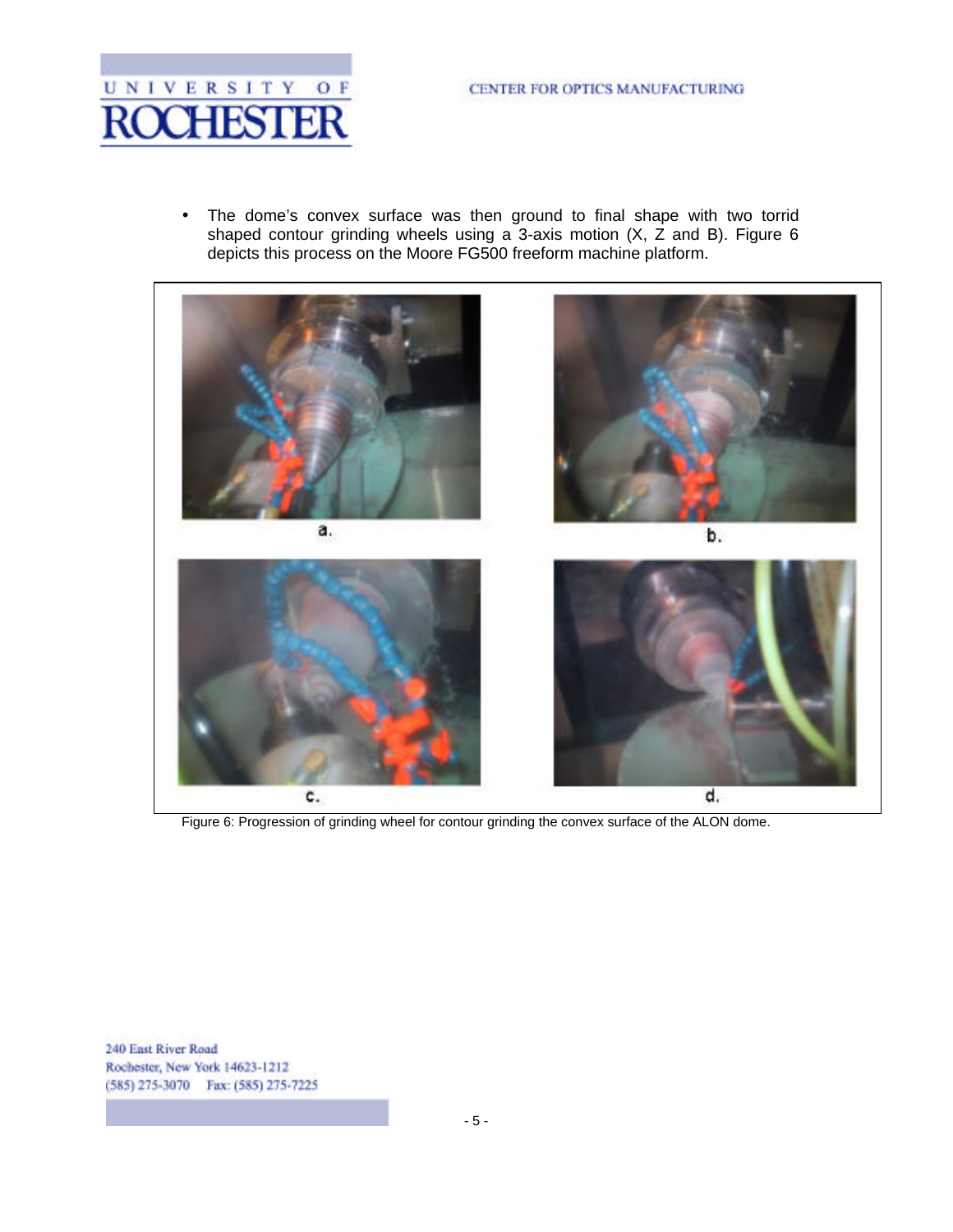- The dome's convex surface was then ground to final shape with two torrid shaped contour grinding wheels using a 3-axis motion (X, Z and B). Figure 6 depicts this process on the Moore FG500 freeform machine platform.

a. b. c. d.

Figure 6: Progression of grinding wheel for contour grinding the convex surface of the ALON dome.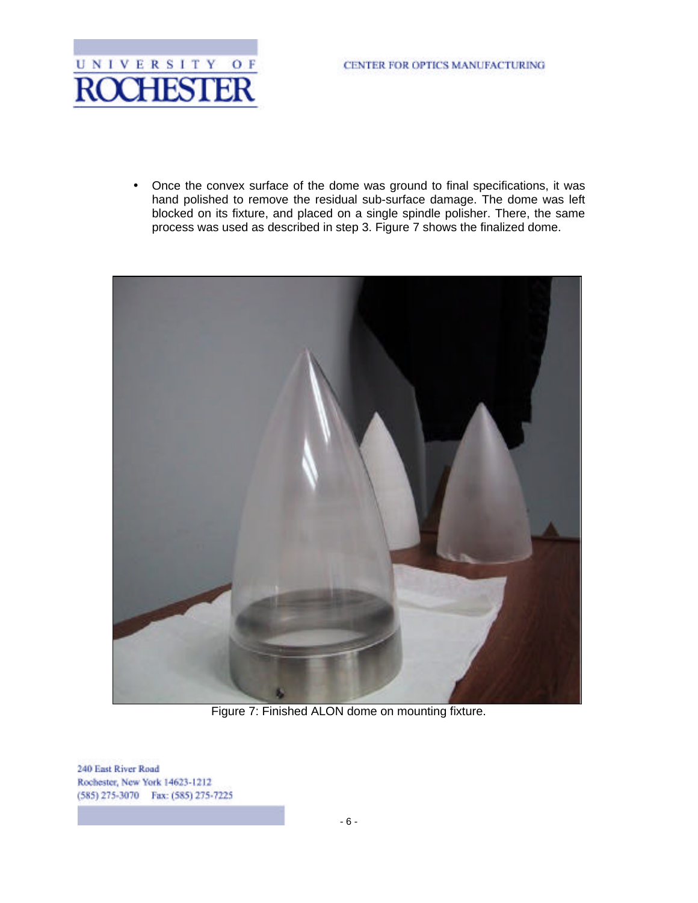- Once the convex surface of the dome was ground to final specifications, it was hand polished to remove the residual sub-surface damage. The dome was left blocked on its fixture, and placed on a single spindle polisher. There, the same process was used as described in step 3. Figure 7 shows the finalized dome.

Figure 7: Finished ALON dome on mounting fixture.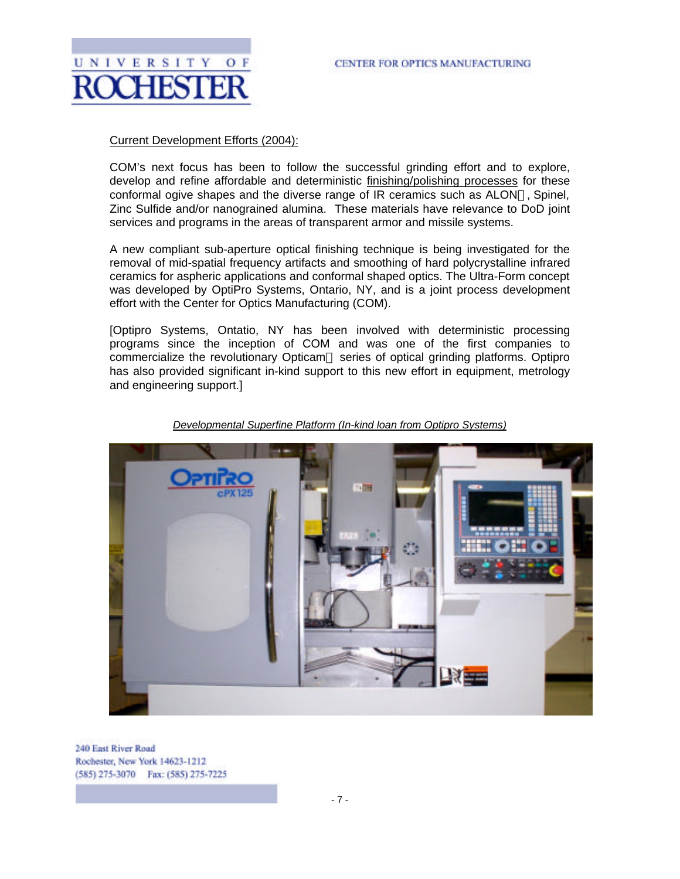Current Development Efforts (2004):

COM's next focus has been to follow the successful grinding effort and to explore, develop and refine affordable and deterministic finishing/polishing processes for these conformal ogive shapes and the diverse range of IR ceramics such as ALON, Spinel, Zinc Sulfide and/or nanograined alumina. These materials have relevance to DoD joint services and programs in the areas of transparent armor and missile systems.

A new compliant sub-aperture optical finishing technique is being investigated for the removal of mid-spatial frequency artifacts and smoothing of hard polycrystalline infrared ceramics for aspheric applications and conformal shaped optics. The Ultra-Form concept was developed by OptiPro Systems, Ontario, NY, and is a joint process development effort with the Center for Optics Manufacturing (COM).

[Optipro Systems, Ontatio, NY has been involved with deterministic processing programs since the inception of COM and was one of the first companies to commercialize the revolutionary Opticam series of optical grinding platforms. Optipro has also provided significant in-kind support to this new effort in equipment, metrology and engineering support.]

*Developmental Superfine Platform (In-kind loan from Optipro Systems)*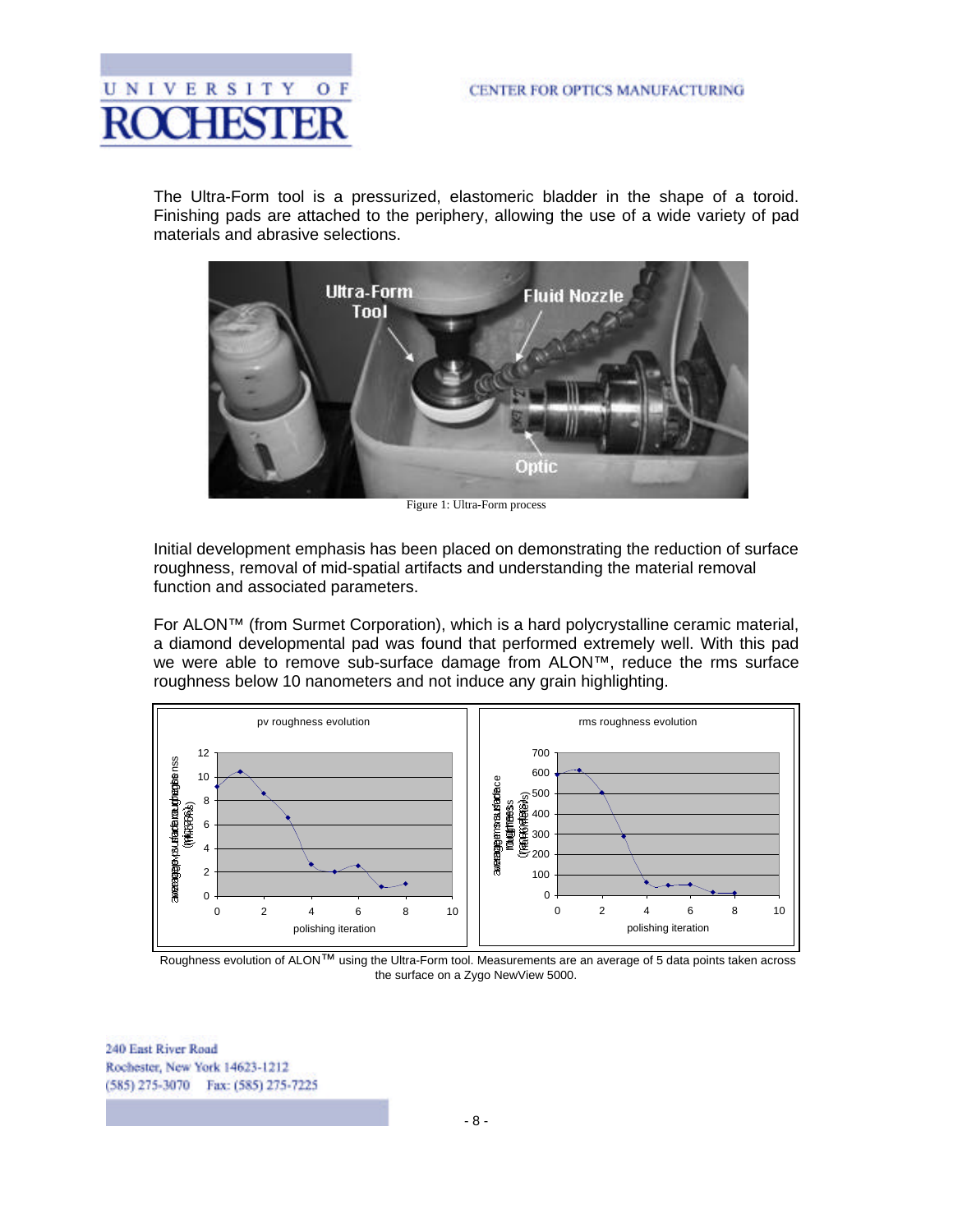The Ultra-Form tool is a pressurized, elastomeric bladder in the shape of a toroid. Finishing pads are attached to the periphery, allowing the use of a wide variety of pad materials and abrasive selections.

Figure 1: Ultra-Form process

Initial development emphasis has been placed on demonstrating the reduction of surface roughness, removal of mid-spatial artifacts and understanding the material removal function and associated parameters.

For ALON™ (from Surmet Corporation), which is a hard polycrystalline ceramic material, a diamond developmental pad was found that performed extremely well. With this pad we were able to remove sub-surface damage from ALON™, reduce the rms surface roughness below 10 nanometers and not induce any grain highlighting.

Roughness evolution of ALON™ using the Ultra-Form tool. Measurements are an average of 5 data points taken across the surface on a Zygo NewView 5000.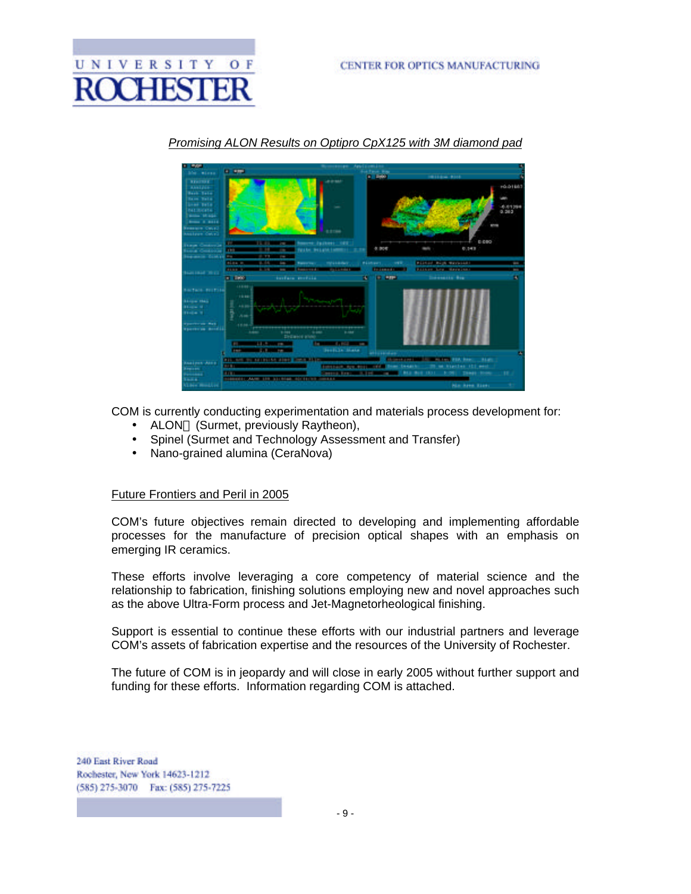*Promising ALON Results on Optipro CpX125 with 3M diamond pad*

COM is currently conducting experimentation and materials process development for:

- ALON (Surmet, previously Raytheon),
- Spinel (Surmet and Technology Assessment and Transfer)
- Nano-grained alumina (CeraNova)

## Future Frontiers and Peril in 2005

COM's future objectives remain directed to developing and implementing affordable processes for the manufacture of precision optical shapes with an emphasis on emerging IR ceramics.

These efforts involve leveraging a core competency of material science and the relationship to fabrication, finishing solutions employing new and novel approaches such as the above Ultra-Form process and Jet-Magnetorheological finishing.

Support is essential to continue these efforts with our industrial partners and leverage COM's assets of fabrication expertise and the resources of the University of Rochester.

The future of COM is in jeopardy and will close in early 2005 without further support and funding for these efforts. Information regarding COM is attached.

240 East River Road
Rochester, New York 14623-1212
(585) 275-3070 Fax: (585) 275-7225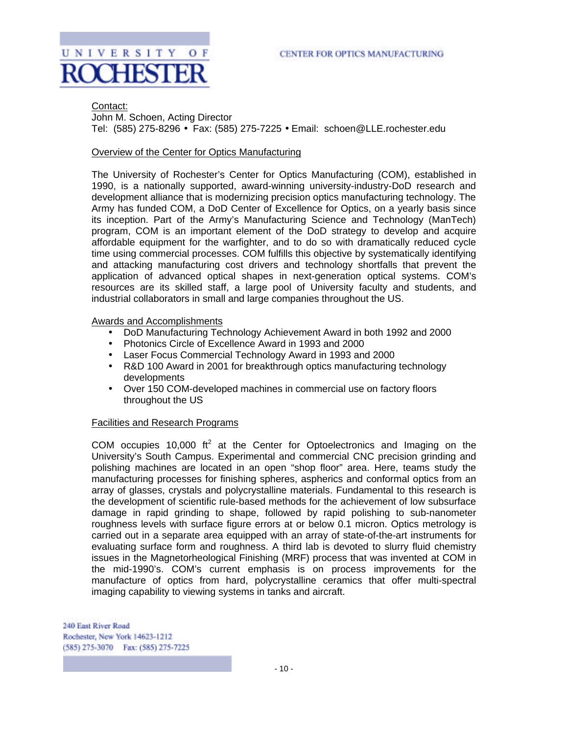UNIVERSITY OF ROCHESTER

CENTER FOR OPTICS MANUFACTURING

Contact:
John M. Schoen, Acting Director
Tel: (585) 275-8296 • Fax: (585) 275-7225 • Email: schoen@LLE.rochester.edu

## Overview of the Center for Optics Manufacturing

The University of Rochester's Center for Optics Manufacturing (COM), established in 1990, is a nationally supported, award-winning university-industry-DoD research and development alliance that is modernizing precision optics manufacturing technology. The Army has funded COM, a DoD Center of Excellence for Optics, on a yearly basis since its inception. Part of the Army's Manufacturing Science and Technology (ManTech) program, COM is an important element of the DoD strategy to develop and acquire affordable equipment for the warfighter, and to do so with dramatically reduced cycle time using commercial processes. COM fulfills this objective by systematically identifying and attacking manufacturing cost drivers and technology shortfalls that prevent the application of advanced optical shapes in next-generation optical systems. COM's resources are its skilled staff, a large pool of University faculty and students, and industrial collaborators in small and large companies throughout the US.

## Awards and Accomplishments

- DoD Manufacturing Technology Achievement Award in both 1992 and 2000
- Photonics Circle of Excellence Award in 1993 and 2000
- Laser Focus Commercial Technology Award in 1993 and 2000
- R&D 100 Award in 2001 for breakthrough optics manufacturing technology developments
- Over 150 COM-developed machines in commercial use on factory floors throughout the US

## Facilities and Research Programs

COM occupies 10,000 $ft^2$ at the Center for Optoelectronics and Imaging on the University's South Campus. Experimental and commercial CNC precision grinding and polishing machines are located in an open "shop floor" area. Here, teams study the manufacturing processes for finishing spheres, aspherics and conformal optics from an array of glasses, crystals and polycrystalline materials. Fundamental to this research is the development of scientific rule-based methods for the achievement of low subsurface damage in rapid grinding to shape, followed by rapid polishing to sub-nanometer roughness levels with surface figure errors at or below 0.1 micron. Optics metrology is carried out in a separate area equipped with an array of state-of-the-art instruments for evaluating surface form and roughness. A third lab is devoted to slurry fluid chemistry issues in the Magnetorheological Finishing (MRF) process that was invented at COM in the mid-1990's. COM's current emphasis is on process improvements for the manufacture of optics from hard, polycrystalline ceramics that offer multi-spectral imaging capability to viewing systems in tanks and aircraft.

240 East River Road
Rochester, New York 14623-1212
(585) 275-3070 Fax: (585) 275-7225